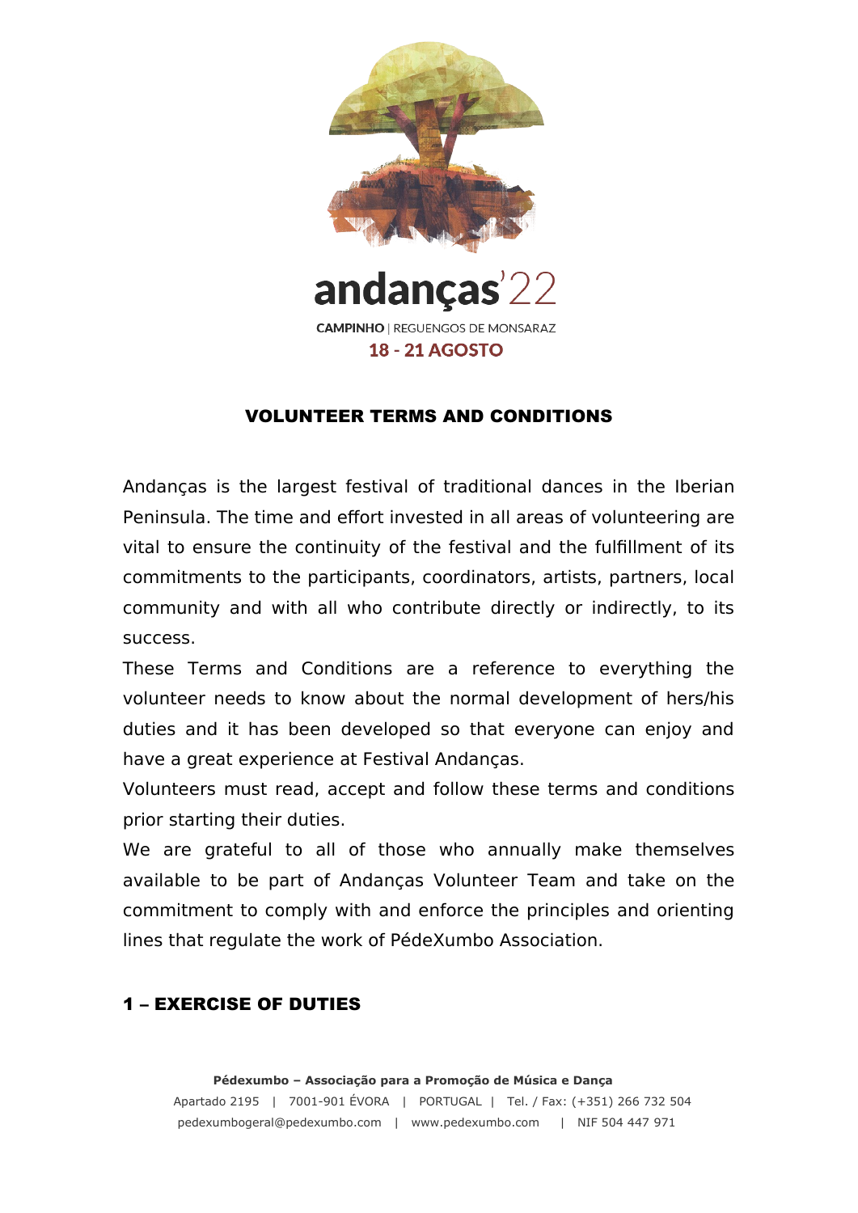andanças'22

CAMPINHO | REGUENGOS DE MONSARAZ

18 - 21 AGOSTO

# VOLUNTEER TERMS AND CONDITIONS

Andanças is the largest festival of traditional dances in the Iberian Peninsula. The time and effort invested in all areas of volunteering are vital to ensure the continuity of the festival and the fulfillment of its commitments to the participants, coordinators, artists, partners, local community and with all who contribute directly or indirectly, to its success.

These Terms and Conditions are a reference to everything the volunteer needs to know about the normal development of hers/his duties and it has been developed so that everyone can enjoy and have a great experience at Festival Andanças.

Volunteers must read, accept and follow these terms and conditions prior starting their duties.

We are grateful to all of those who annually make themselves available to be part of Andanças Volunteer Team and take on the commitment to comply with and enforce the principles and orienting lines that regulate the work of PédeXumbo Association.

## 1 – EXERCISE OF DUTIES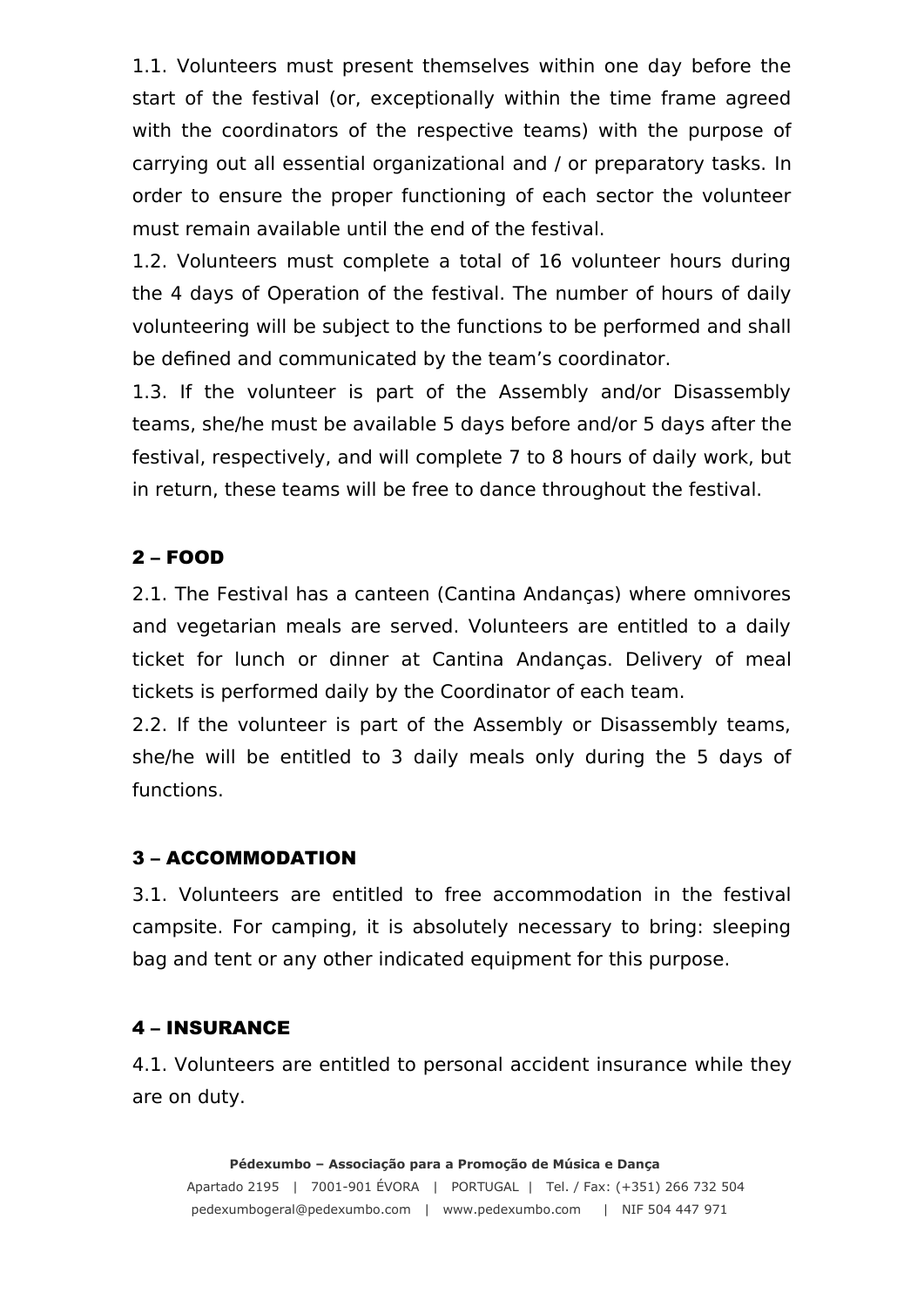1.1. Volunteers must present themselves within one day before the start of the festival (or, exceptionally within the time frame agreed with the coordinators of the respective teams) with the purpose of carrying out all essential organizational and / or preparatory tasks. In order to ensure the proper functioning of each sector the volunteer must remain available until the end of the festival.

1.2. Volunteers must complete a total of 16 volunteer hours during the 4 days of Operation of the festival. The number of hours of daily volunteering will be subject to the functions to be performed and shall be defined and communicated by the team's coordinator.

1.3. If the volunteer is part of the Assembly and/or Disassembly teams, she/he must be available 5 days before and/or 5 days after the festival, respectively, and will complete 7 to 8 hours of daily work, but in return, these teams will be free to dance throughout the festival.

## 2 – FOOD

2.1. The Festival has a canteen (Cantina Andanças) where omnivores and vegetarian meals are served. Volunteers are entitled to a daily ticket for lunch or dinner at Cantina Andanças. Delivery of meal tickets is performed daily by the Coordinator of each team.

2.2. If the volunteer is part of the Assembly or Disassembly teams, she/he will be entitled to 3 daily meals only during the 5 days of functions.

## 3 – ACCOMMODATION

3.1. Volunteers are entitled to free accommodation in the festival campsite. For camping, it is absolutely necessary to bring: sleeping bag and tent or any other indicated equipment for this purpose.

## 4 – INSURANCE

4.1. Volunteers are entitled to personal accident insurance while they are on duty.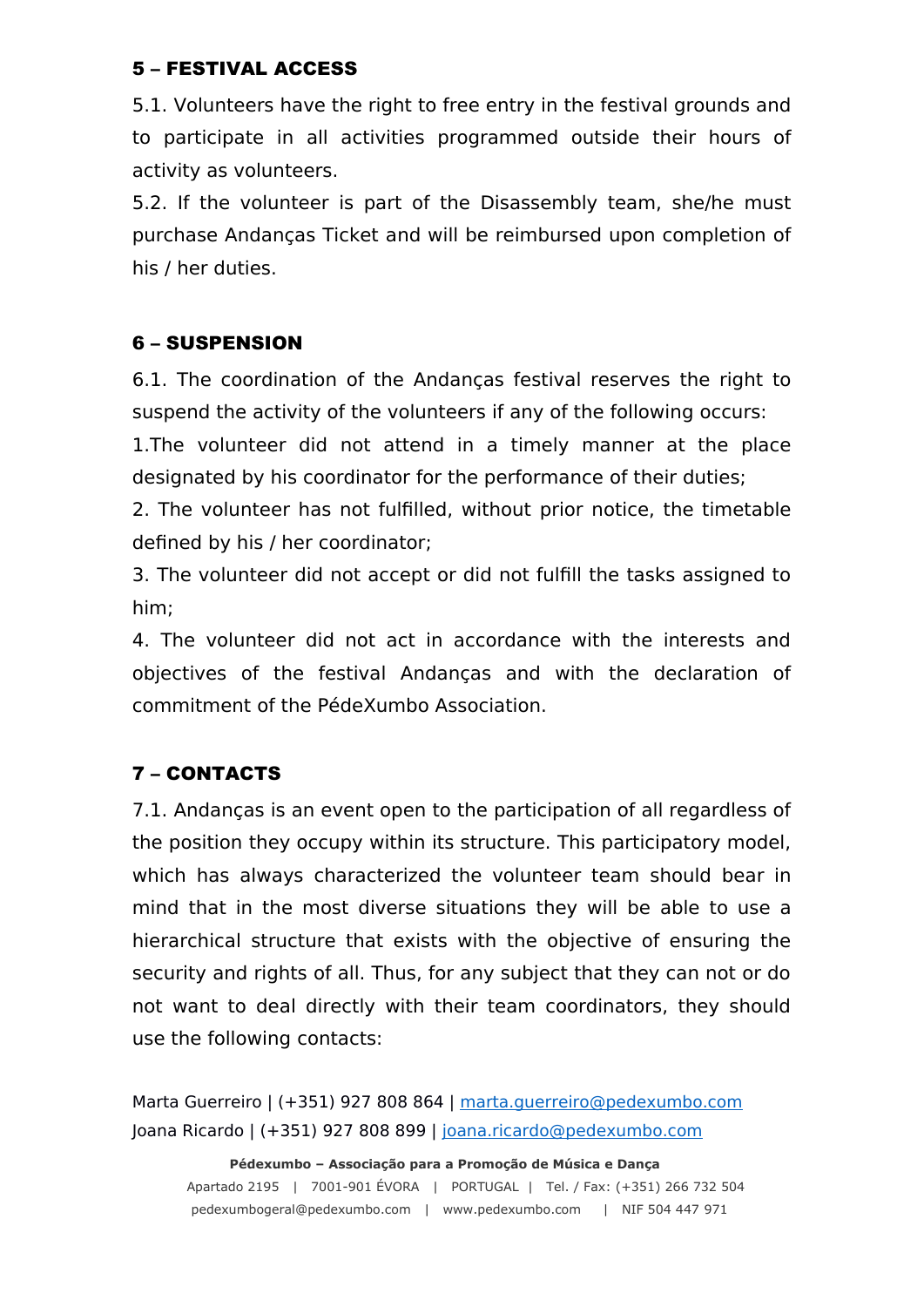### 5 – FESTIVAL ACCESS

5.1. Volunteers have the right to free entry in the festival grounds and to participate in all activities programmed outside their hours of activity as volunteers.

5.2. If the volunteer is part of the Disassembly team, she/he must purchase Andanças Ticket and will be reimbursed upon completion of his / her duties.

### 6 – SUSPENSION

6.1. The coordination of the Andanças festival reserves the right to suspend the activity of the volunteers if any of the following occurs:

1. The volunteer did not attend in a timely manner at the place designated by his coordinator for the performance of their duties;
2. The volunteer has not fulfilled, without prior notice, the timetable defined by his / her coordinator;
3. The volunteer did not accept or did not fulfill the tasks assigned to him;
4. The volunteer did not act in accordance with the interests and objectives of the festival Andanças and with the declaration of commitment of the PédeXumbo Association.

### 7 – CONTACTS

7.1. Andanças is an event open to the participation of all regardless of the position they occupy within its structure. This participatory model, which has always characterized the volunteer team should bear in mind that in the most diverse situations they will be able to use a hierarchical structure that exists with the objective of ensuring the security and rights of all. Thus, for any subject that they can not or do not want to deal directly with their team coordinators, they should use the following contacts:

Marta Guerreiro | (+351) 927 808 864 | marta.guerreiro@pedexumbo.com
Joana Ricardo | (+351) 927 808 899 | joana.ricardo@pedexumbo.com

**Pédexumbo – Associação para a Promoção de Música e Dança**
Apartado 2195 | 7001-901 ÉVORA | PORTUGAL | Tel. / Fax: (+351) 266 732 504
pedexumbogeral@pedexumbo.com | www.pedexumbo.com | NIF 504 447 971